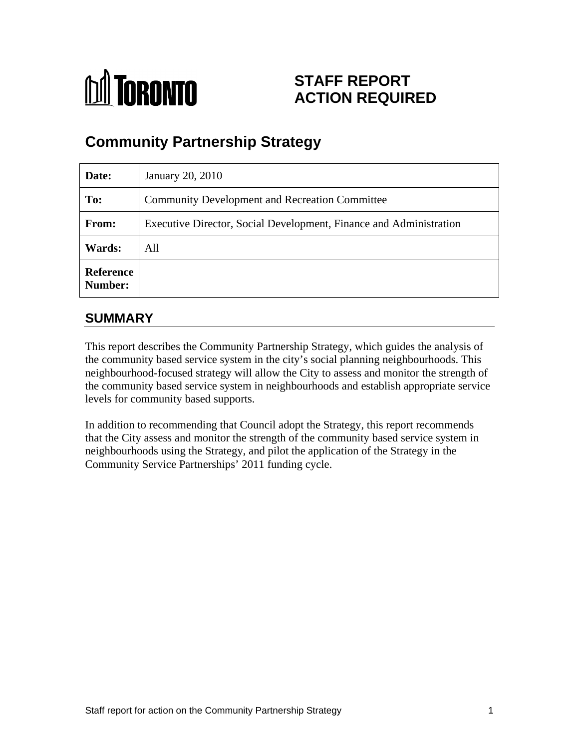TORONTO

# STAFF REPORT ACTION REQUIRED

# Community Partnership Strategy

| Date: | January 20, 2010 |
|---|---|
| To: | Community Development and Recreation Committee |
| From: | Executive Director, Social Development, Finance and Administration |
| Wards: | All |
| Reference Number: | |

## SUMMARY

This report describes the Community Partnership Strategy, which guides the analysis of the community based service system in the city's social planning neighbourhoods. This neighbourhood-focused strategy will allow the City to assess and monitor the strength of the community based service system in neighbourhoods and establish appropriate service levels for community based supports.

In addition to recommending that Council adopt the Strategy, this report recommends that the City assess and monitor the strength of the community based service system in neighbourhoods using the Strategy, and pilot the application of the Strategy in the Community Service Partnerships' 2011 funding cycle.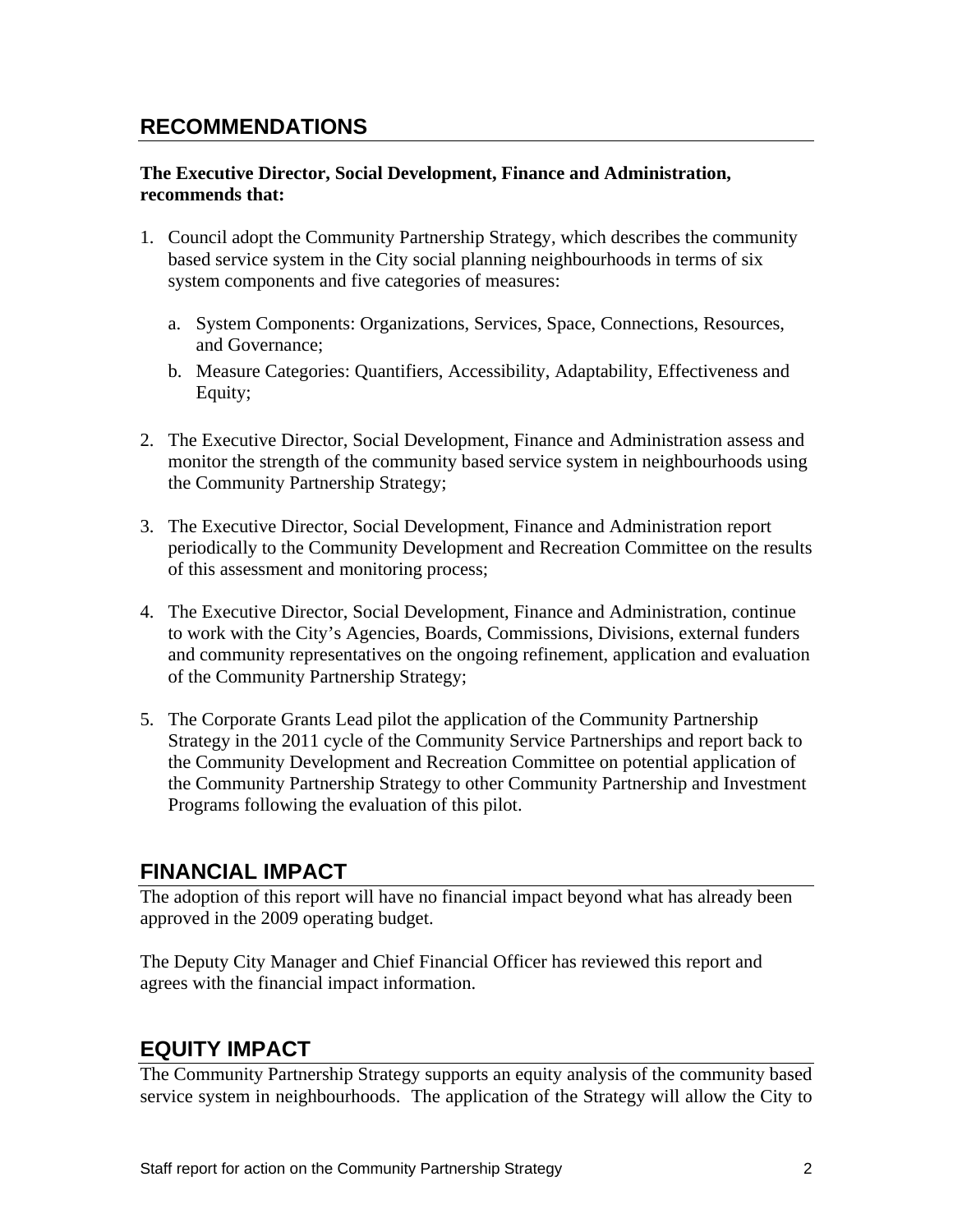## RECOMMENDATIONS

**The Executive Director, Social Development, Finance and Administration, recommends that:**

1. Council adopt the Community Partnership Strategy, which describes the community based service system in the City social planning neighbourhoods in terms of six system components and five categories of measures:

   a. System Components: Organizations, Services, Space, Connections, Resources, and Governance;

   b. Measure Categories: Quantifiers, Accessibility, Adaptability, Effectiveness and Equity;

2. The Executive Director, Social Development, Finance and Administration assess and monitor the strength of the community based service system in neighbourhoods using the Community Partnership Strategy;

3. The Executive Director, Social Development, Finance and Administration report periodically to the Community Development and Recreation Committee on the results of this assessment and monitoring process;

4. The Executive Director, Social Development, Finance and Administration, continue to work with the City's Agencies, Boards, Commissions, Divisions, external funders and community representatives on the ongoing refinement, application and evaluation of the Community Partnership Strategy;

5. The Corporate Grants Lead pilot the application of the Community Partnership Strategy in the 2011 cycle of the Community Service Partnerships and report back to the Community Development and Recreation Committee on potential application of the Community Partnership Strategy to other Community Partnership and Investment Programs following the evaluation of this pilot.

## FINANCIAL IMPACT

The adoption of this report will have no financial impact beyond what has already been approved in the 2009 operating budget.

The Deputy City Manager and Chief Financial Officer has reviewed this report and agrees with the financial impact information.

## EQUITY IMPACT

The Community Partnership Strategy supports an equity analysis of the community based service system in neighbourhoods. The application of the Strategy will allow the City to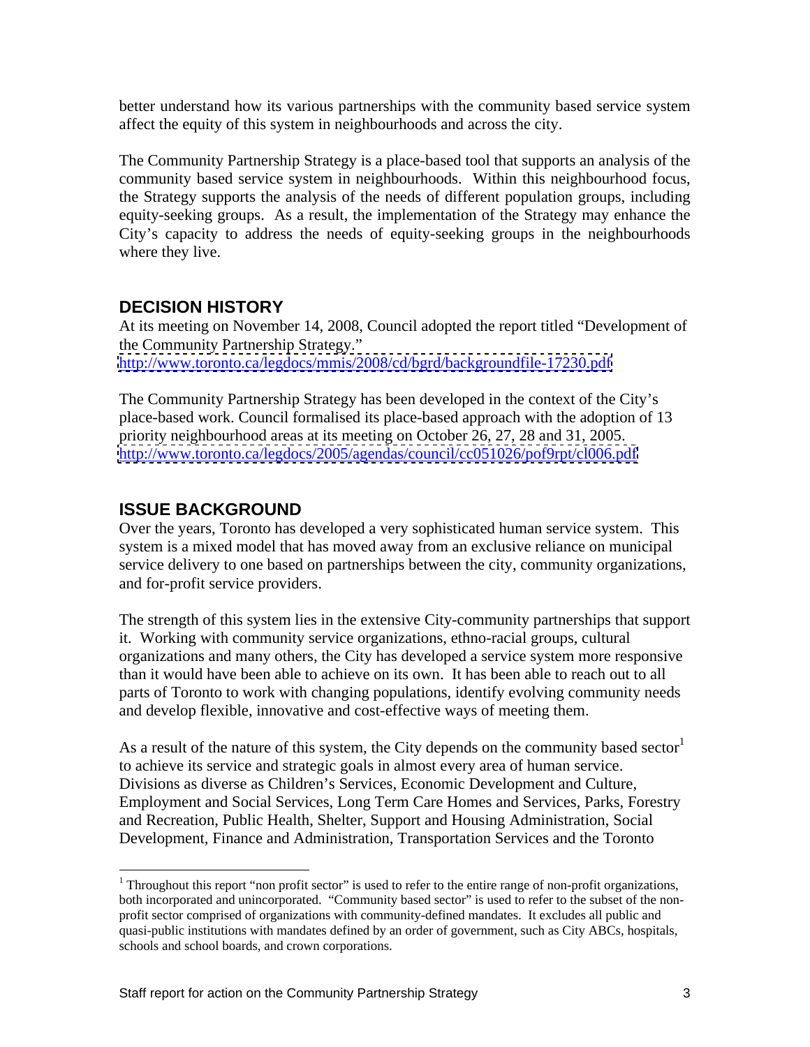better understand how its various partnerships with the community based service system affect the equity of this system in neighbourhoods and across the city.

The Community Partnership Strategy is a place-based tool that supports an analysis of the community based service system in neighbourhoods. Within this neighbourhood focus, the Strategy supports the analysis of the needs of different population groups, including equity-seeking groups. As a result, the implementation of the Strategy may enhance the City's capacity to address the needs of equity-seeking groups in the neighbourhoods where they live.

## DECISION HISTORY

At its meeting on November 14, 2008, Council adopted the report titled "Development of the Community Partnership Strategy."
http://www.toronto.ca/legdocs/mmis/2008/cd/bgrd/backgroundfile-17230.pdf

The Community Partnership Strategy has been developed in the context of the City's place-based work. Council formalised its place-based approach with the adoption of 13 priority neighbourhood areas at its meeting on October 26, 27, 28 and 31, 2005.
http://www.toronto.ca/legdocs/2005/agendas/council/cc051026/pof9rpt/cl006.pdf

## ISSUE BACKGROUND

Over the years, Toronto has developed a very sophisticated human service system. This system is a mixed model that has moved away from an exclusive reliance on municipal service delivery to one based on partnerships between the city, community organizations, and for-profit service providers.

The strength of this system lies in the extensive City-community partnerships that support it. Working with community service organizations, ethno-racial groups, cultural organizations and many others, the City has developed a service system more responsive than it would have been able to achieve on its own. It has been able to reach out to all parts of Toronto to work with changing populations, identify evolving community needs and develop flexible, innovative and cost-effective ways of meeting them.

As a result of the nature of this system, the City depends on the community based sector[1] to achieve its service and strategic goals in almost every area of human service. Divisions as diverse as Children's Services, Economic Development and Culture, Employment and Social Services, Long Term Care Homes and Services, Parks, Forestry and Recreation, Public Health, Shelter, Support and Housing Administration, Social Development, Finance and Administration, Transportation Services and the Toronto

[1] Throughout this report "non profit sector" is used to refer to the entire range of non-profit organizations, both incorporated and unincorporated. "Community based sector" is used to refer to the subset of the non-profit sector comprised of organizations with community-defined mandates. It excludes all public and quasi-public institutions with mandates defined by an order of government, such as City ABCs, hospitals, schools and school boards, and crown corporations.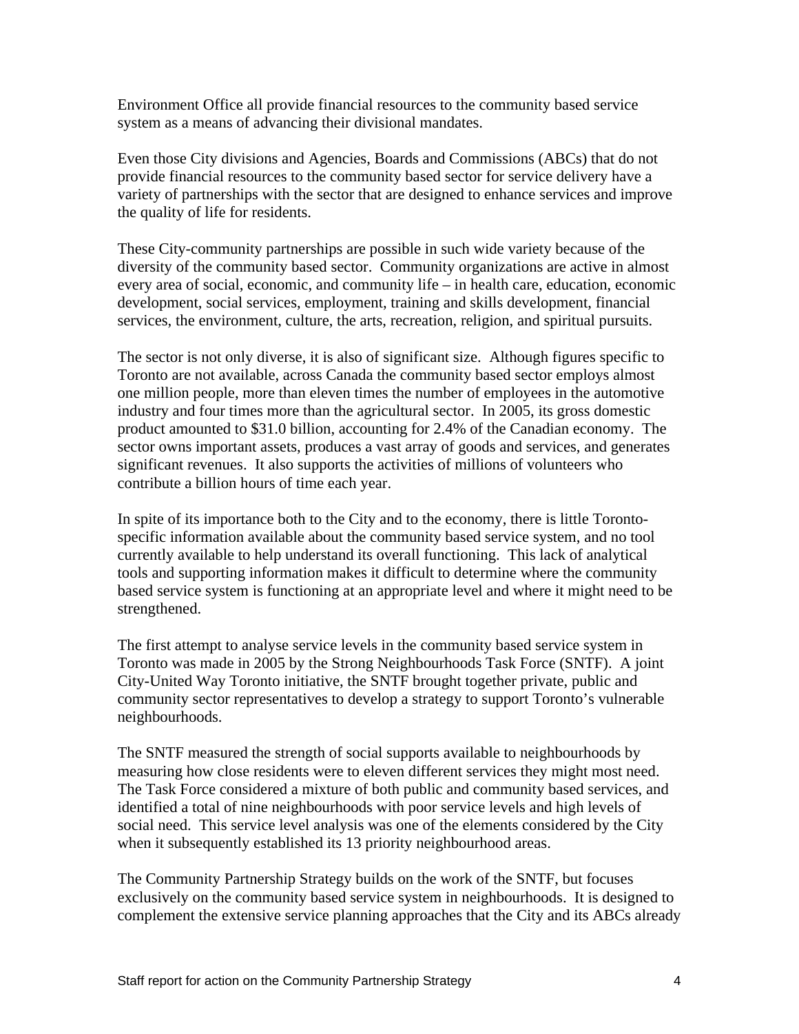Environment Office all provide financial resources to the community based service system as a means of advancing their divisional mandates.

Even those City divisions and Agencies, Boards and Commissions (ABCs) that do not provide financial resources to the community based sector for service delivery have a variety of partnerships with the sector that are designed to enhance services and improve the quality of life for residents.

These City-community partnerships are possible in such wide variety because of the diversity of the community based sector. Community organizations are active in almost every area of social, economic, and community life – in health care, education, economic development, social services, employment, training and skills development, financial services, the environment, culture, the arts, recreation, religion, and spiritual pursuits.

The sector is not only diverse, it is also of significant size. Although figures specific to Toronto are not available, across Canada the community based sector employs almost one million people, more than eleven times the number of employees in the automotive industry and four times more than the agricultural sector. In 2005, its gross domestic product amounted to $31.0 billion, accounting for 2.4% of the Canadian economy. The sector owns important assets, produces a vast array of goods and services, and generates significant revenues. It also supports the activities of millions of volunteers who contribute a billion hours of time each year.

In spite of its importance both to the City and to the economy, there is little Toronto-specific information available about the community based service system, and no tool currently available to help understand its overall functioning. This lack of analytical tools and supporting information makes it difficult to determine where the community based service system is functioning at an appropriate level and where it might need to be strengthened.

The first attempt to analyse service levels in the community based service system in Toronto was made in 2005 by the Strong Neighbourhoods Task Force (SNTF). A joint City-United Way Toronto initiative, the SNTF brought together private, public and community sector representatives to develop a strategy to support Toronto's vulnerable neighbourhoods.

The SNTF measured the strength of social supports available to neighbourhoods by measuring how close residents were to eleven different services they might most need. The Task Force considered a mixture of both public and community based services, and identified a total of nine neighbourhoods with poor service levels and high levels of social need. This service level analysis was one of the elements considered by the City when it subsequently established its 13 priority neighbourhood areas.

The Community Partnership Strategy builds on the work of the SNTF, but focuses exclusively on the community based service system in neighbourhoods. It is designed to complement the extensive service planning approaches that the City and its ABCs already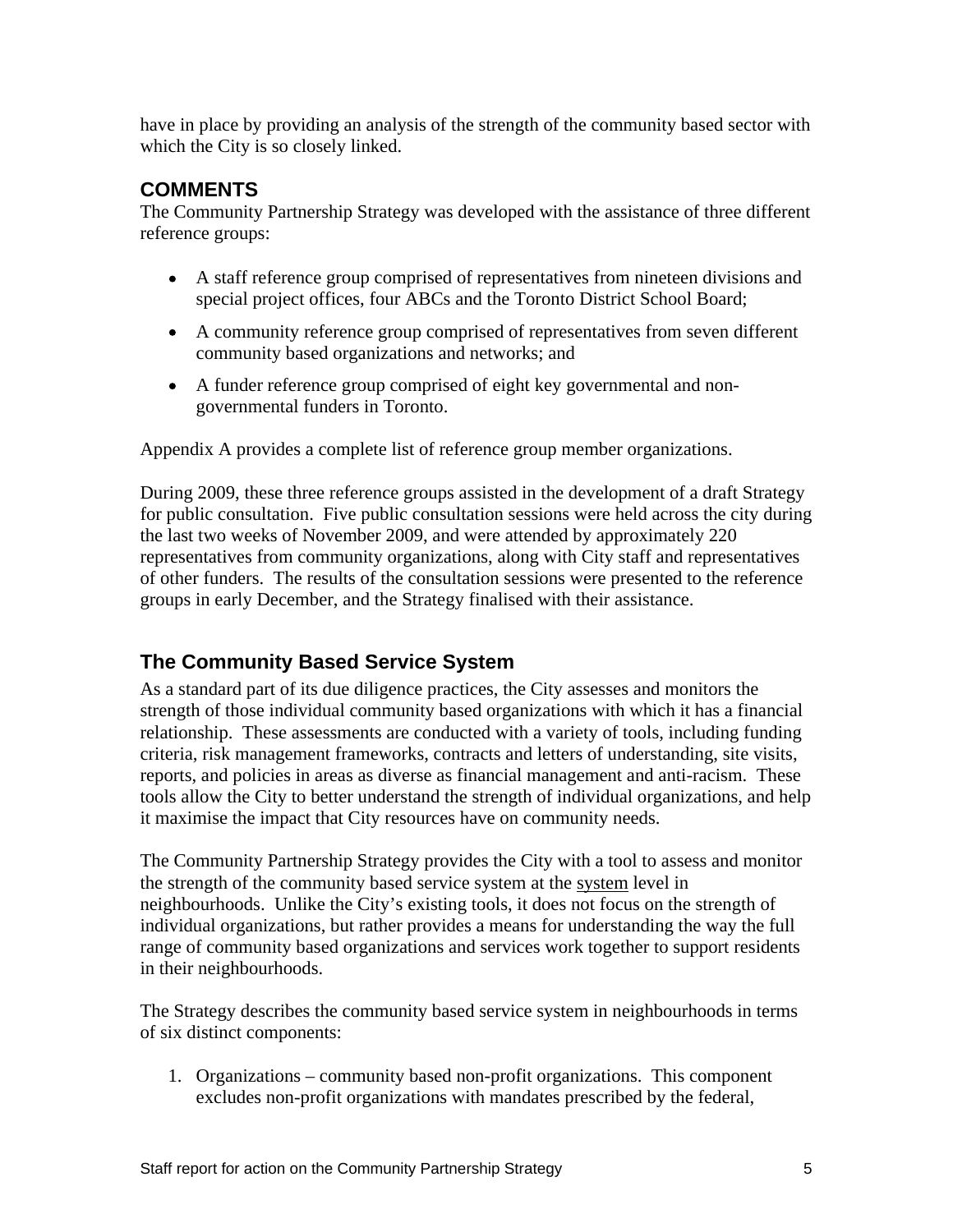have in place by providing an analysis of the strength of the community based sector with which the City is so closely linked.

## COMMENTS

The Community Partnership Strategy was developed with the assistance of three different reference groups:

- A staff reference group comprised of representatives from nineteen divisions and special project offices, four ABCs and the Toronto District School Board;
- A community reference group comprised of representatives from seven different community based organizations and networks; and
- A funder reference group comprised of eight key governmental and non-governmental funders in Toronto.

Appendix A provides a complete list of reference group member organizations.

During 2009, these three reference groups assisted in the development of a draft Strategy for public consultation. Five public consultation sessions were held across the city during the last two weeks of November 2009, and were attended by approximately 220 representatives from community organizations, along with City staff and representatives of other funders. The results of the consultation sessions were presented to the reference groups in early December, and the Strategy finalised with their assistance.

## The Community Based Service System

As a standard part of its due diligence practices, the City assesses and monitors the strength of those individual community based organizations with which it has a financial relationship. These assessments are conducted with a variety of tools, including funding criteria, risk management frameworks, contracts and letters of understanding, site visits, reports, and policies in areas as diverse as financial management and anti-racism. These tools allow the City to better understand the strength of individual organizations, and help it maximise the impact that City resources have on community needs.

The Community Partnership Strategy provides the City with a tool to assess and monitor the strength of the community based service system at the <u>system</u> level in neighbourhoods. Unlike the City's existing tools, it does not focus on the strength of individual organizations, but rather provides a means for understanding the way the full range of community based organizations and services work together to support residents in their neighbourhoods.

The Strategy describes the community based service system in neighbourhoods in terms of six distinct components:

1. Organizations – community based non-profit organizations. This component excludes non-profit organizations with mandates prescribed by the federal,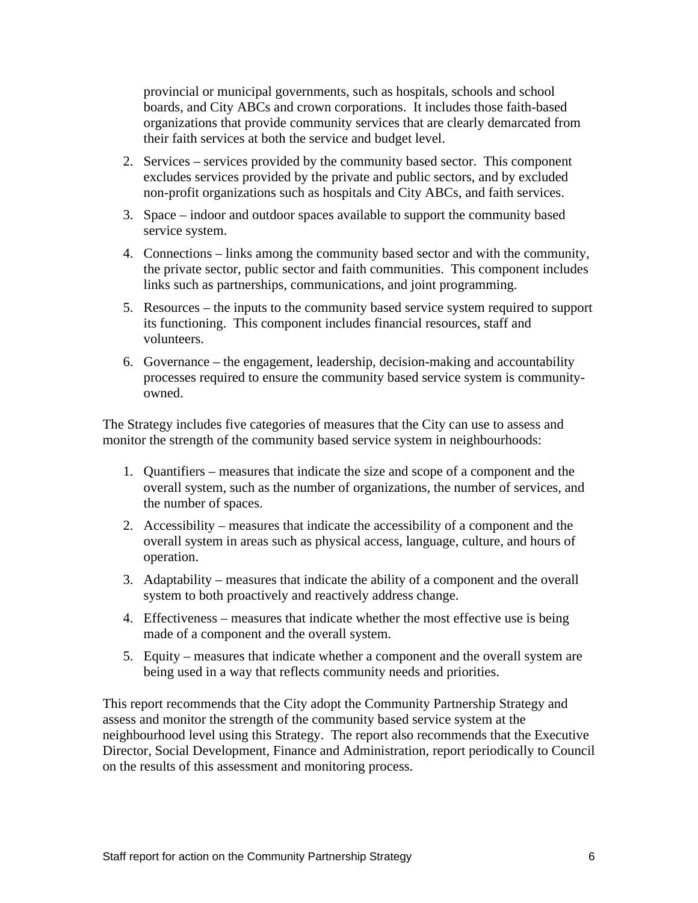provincial or municipal governments, such as hospitals, schools and school boards, and City ABCs and crown corporations. It includes those faith-based organizations that provide community services that are clearly demarcated from their faith services at both the service and budget level.

2. Services – services provided by the community based sector. This component excludes services provided by the private and public sectors, and by excluded non-profit organizations such as hospitals and City ABCs, and faith services.
3. Space – indoor and outdoor spaces available to support the community based service system.
4. Connections – links among the community based sector and with the community, the private sector, public sector and faith communities. This component includes links such as partnerships, communications, and joint programming.
5. Resources – the inputs to the community based service system required to support its functioning. This component includes financial resources, staff and volunteers.
6. Governance – the engagement, leadership, decision-making and accountability processes required to ensure the community based service system is community-owned.

The Strategy includes five categories of measures that the City can use to assess and monitor the strength of the community based service system in neighbourhoods:

1. Quantifiers – measures that indicate the size and scope of a component and the overall system, such as the number of organizations, the number of services, and the number of spaces.
2. Accessibility – measures that indicate the accessibility of a component and the overall system in areas such as physical access, language, culture, and hours of operation.
3. Adaptability – measures that indicate the ability of a component and the overall system to both proactively and reactively address change.
4. Effectiveness – measures that indicate whether the most effective use is being made of a component and the overall system.
5. Equity – measures that indicate whether a component and the overall system are being used in a way that reflects community needs and priorities.

This report recommends that the City adopt the Community Partnership Strategy and assess and monitor the strength of the community based service system at the neighbourhood level using this Strategy. The report also recommends that the Executive Director, Social Development, Finance and Administration, report periodically to Council on the results of this assessment and monitoring process.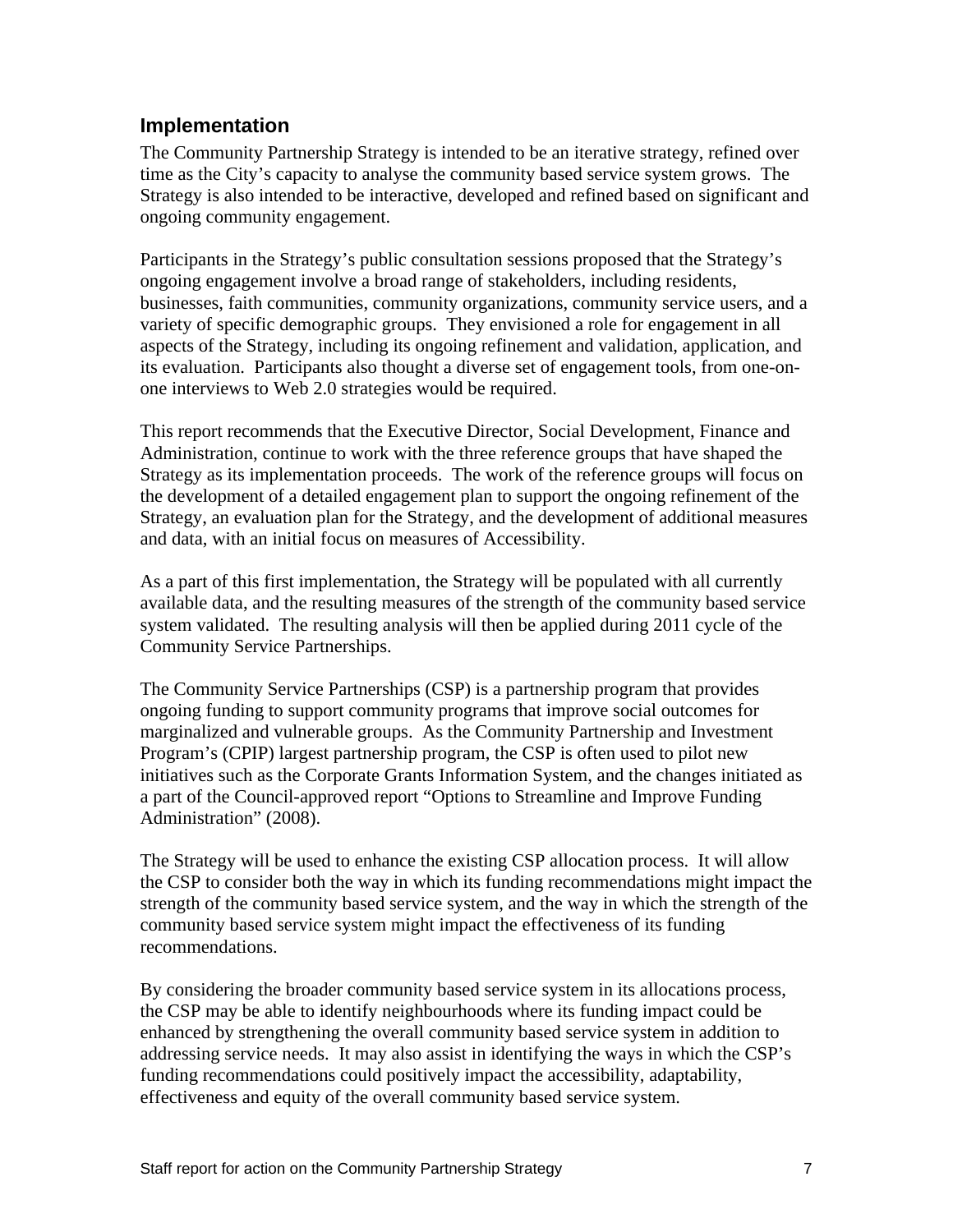## Implementation

The Community Partnership Strategy is intended to be an iterative strategy, refined over time as the City's capacity to analyse the community based service system grows. The Strategy is also intended to be interactive, developed and refined based on significant and ongoing community engagement.

Participants in the Strategy's public consultation sessions proposed that the Strategy's ongoing engagement involve a broad range of stakeholders, including residents, businesses, faith communities, community organizations, community service users, and a variety of specific demographic groups. They envisioned a role for engagement in all aspects of the Strategy, including its ongoing refinement and validation, application, and its evaluation. Participants also thought a diverse set of engagement tools, from one-on-one interviews to Web 2.0 strategies would be required.

This report recommends that the Executive Director, Social Development, Finance and Administration, continue to work with the three reference groups that have shaped the Strategy as its implementation proceeds. The work of the reference groups will focus on the development of a detailed engagement plan to support the ongoing refinement of the Strategy, an evaluation plan for the Strategy, and the development of additional measures and data, with an initial focus on measures of Accessibility.

As a part of this first implementation, the Strategy will be populated with all currently available data, and the resulting measures of the strength of the community based service system validated. The resulting analysis will then be applied during 2011 cycle of the Community Service Partnerships.

The Community Service Partnerships (CSP) is a partnership program that provides ongoing funding to support community programs that improve social outcomes for marginalized and vulnerable groups. As the Community Partnership and Investment Program's (CPIP) largest partnership program, the CSP is often used to pilot new initiatives such as the Corporate Grants Information System, and the changes initiated as a part of the Council-approved report "Options to Streamline and Improve Funding Administration" (2008).

The Strategy will be used to enhance the existing CSP allocation process. It will allow the CSP to consider both the way in which its funding recommendations might impact the strength of the community based service system, and the way in which the strength of the community based service system might impact the effectiveness of its funding recommendations.

By considering the broader community based service system in its allocations process, the CSP may be able to identify neighbourhoods where its funding impact could be enhanced by strengthening the overall community based service system in addition to addressing service needs. It may also assist in identifying the ways in which the CSP's funding recommendations could positively impact the accessibility, adaptability, effectiveness and equity of the overall community based service system.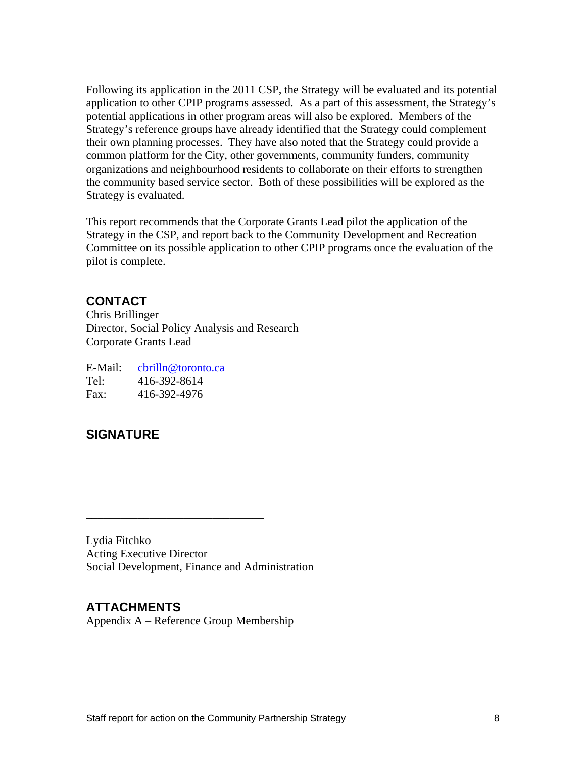Following its application in the 2011 CSP, the Strategy will be evaluated and its potential application to other CPIP programs assessed. As a part of this assessment, the Strategy's potential applications in other program areas will also be explored. Members of the Strategy's reference groups have already identified that the Strategy could complement their own planning processes. They have also noted that the Strategy could provide a common platform for the City, other governments, community funders, community organizations and neighbourhood residents to collaborate on their efforts to strengthen the community based service sector. Both of these possibilities will be explored as the Strategy is evaluated.

This report recommends that the Corporate Grants Lead pilot the application of the Strategy in the CSP, and report back to the Community Development and Recreation Committee on its possible application to other CPIP programs once the evaluation of the pilot is complete.

## CONTACT

Chris Brillinger
Director, Social Policy Analysis and Research
Corporate Grants Lead

E-Mail: cbrilln@toronto.ca
Tel: 416-392-8614
Fax: 416-392-4976

## SIGNATURE

_______________________________

Lydia Fitchko
Acting Executive Director
Social Development, Finance and Administration

## ATTACHMENTS

Appendix A – Reference Group Membership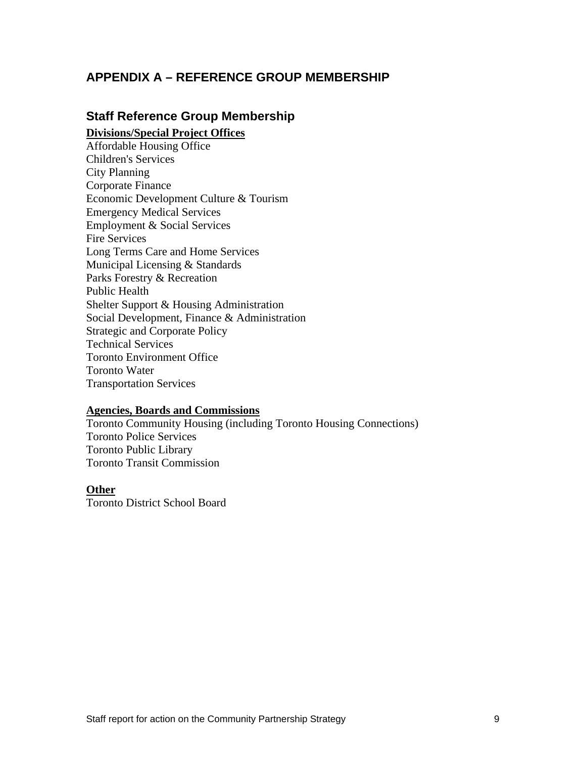## APPENDIX A – REFERENCE GROUP MEMBERSHIP

### Staff Reference Group Membership

**Divisions/Special Project Offices**

Affordable Housing Office
Children's Services
City Planning
Corporate Finance
Economic Development Culture & Tourism
Emergency Medical Services
Employment & Social Services
Fire Services
Long Terms Care and Home Services
Municipal Licensing & Standards
Parks Forestry & Recreation
Public Health
Shelter Support & Housing Administration
Social Development, Finance & Administration
Strategic and Corporate Policy
Technical Services
Toronto Environment Office
Toronto Water
Transportation Services

**Agencies, Boards and Commissions**

Toronto Community Housing (including Toronto Housing Connections)
Toronto Police Services
Toronto Public Library
Toronto Transit Commission

**Other**

Toronto District School Board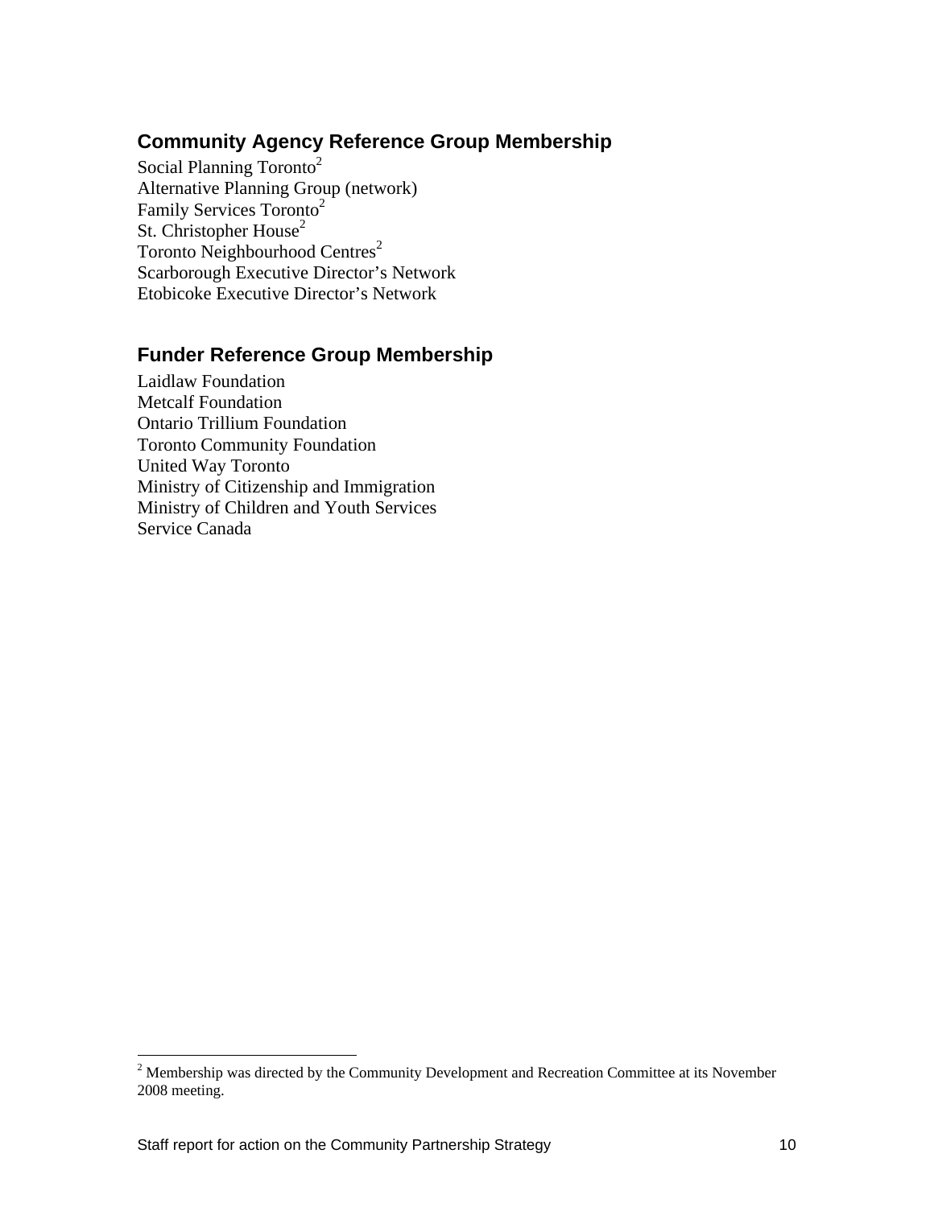## Community Agency Reference Group Membership

Social Planning Toronto[2]
Alternative Planning Group (network)
Family Services Toronto[2]
St. Christopher House[2]
Toronto Neighbourhood Centres[2]
Scarborough Executive Director's Network
Etobicoke Executive Director's Network

## Funder Reference Group Membership

Laidlaw Foundation
Metcalf Foundation
Ontario Trillium Foundation
Toronto Community Foundation
United Way Toronto
Ministry of Citizenship and Immigration
Ministry of Children and Youth Services
Service Canada

[2] Membership was directed by the Community Development and Recreation Committee at its November 2008 meeting.